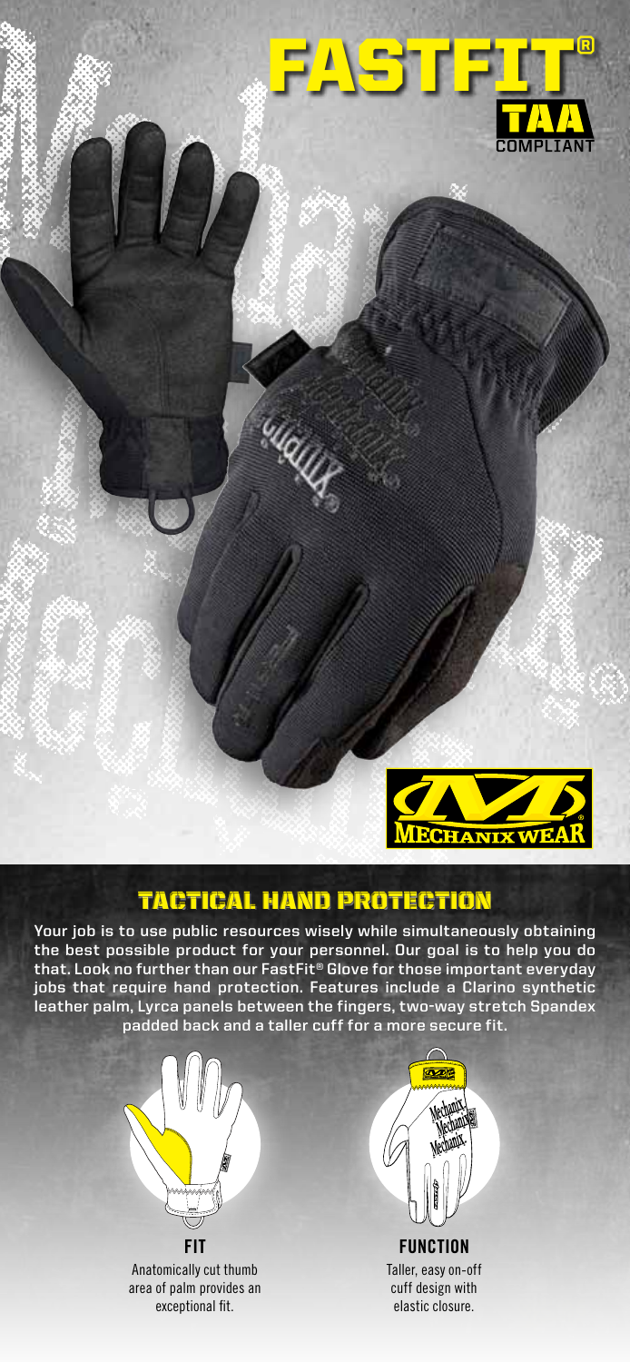# FASTFIT®

TAA COMPLIANT

MECHANIX WEAR®

## TACTICAL HAND PROTECTION

Your job is to use public resources wisely while simultaneously obtaining the best possible product for your personnel. Our goal is to help you do that. Look no further than our FastFit® Glove for those important everyday jobs that require hand protection. Features include a Clarino synthetic leather palm, Lyrca panels between the fingers, two-way stretch Spandex padded back and a taller cuff for a more secure fit.

**FIT**

Anatomically cut thumb area of palm provides an exceptional fit.

**FUNCTION**

Taller, easy on-off cuff design with elastic closure.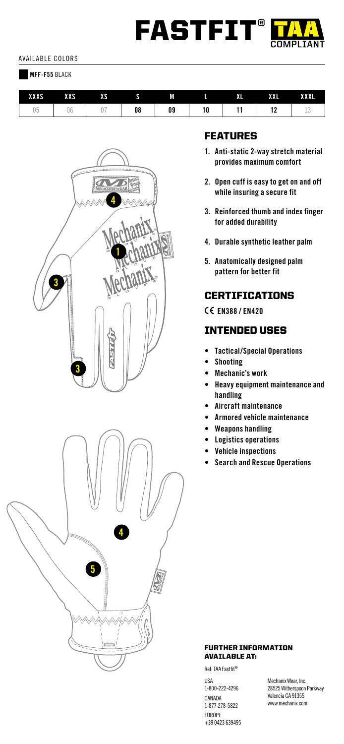# FASTFIT® TAA COMPLIANT

AVAILABLE COLORS

**MFF-F55** BLACK

| XXXS | XXS | XS | S | M | L | XL | XXL | XXXL |
|---|---|---|---|---|---|---|---|---|
| 05 | 06 | 07 | 08 | 09 | 10 | 11 | 12 | 13 |

1
3
3
4

4
5

## FEATURES

1. **Anti-static 2-way stretch material provides maximum comfort**
2. **Open cuff is easy to get on and off while insuring a secure fit**
3. **Reinforced thumb and index finger for added durability**
4. **Durable synthetic leather palm**
5. **Anatomically designed palm pattern for better fit**

## CERTIFICATIONS

CE **EN388 / EN420**

## INTENDED USES

- **Tactical/Special Operations**
- **Shooting**
- **Mechanic's work**
- **Heavy equipment maintenance and handling**
- **Aircraft maintenance**
- **Armored vehicle maintenance**
- **Weapons handling**
- **Logistics operations**
- **Vehicle inspections**
- **Search and Rescue Operations**

### FURTHER INFORMATION AVAILABLE AT:

Ref: TAA Fastfit®

USA
1-800-222-4296

CANADA
1-877-278-5822

EUROPE
+39 0423 639495

Mechanix Wear, Inc.
28525 Witherspoon Parkway
Valencia CA 91355
www.mechanix.com